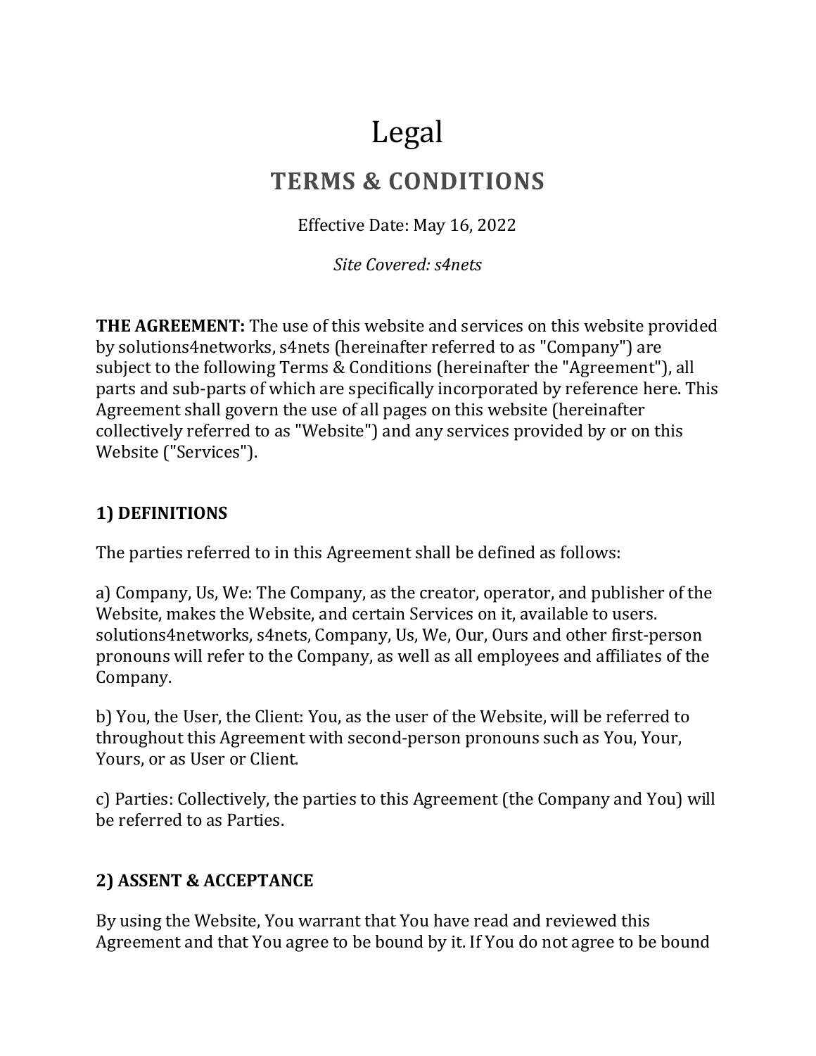# Legal

## TERMS & CONDITIONS

Effective Date: May 16, 2022

*Site Covered: s4nets*

**THE AGREEMENT:** The use of this website and services on this website provided by solutions4networks, s4nets (hereinafter referred to as "Company") are subject to the following Terms & Conditions (hereinafter the "Agreement"), all parts and sub-parts of which are specifically incorporated by reference here. This Agreement shall govern the use of all pages on this website (hereinafter collectively referred to as "Website") and any services provided by or on this Website ("Services").

### 1) DEFINITIONS

The parties referred to in this Agreement shall be defined as follows:

a) Company, Us, We: The Company, as the creator, operator, and publisher of the Website, makes the Website, and certain Services on it, available to users. solutions4networks, s4nets, Company, Us, We, Our, Ours and other first-person pronouns will refer to the Company, as well as all employees and affiliates of the Company.

b) You, the User, the Client: You, as the user of the Website, will be referred to throughout this Agreement with second-person pronouns such as You, Your, Yours, or as User or Client.

c) Parties: Collectively, the parties to this Agreement (the Company and You) will be referred to as Parties.

### 2) ASSENT & ACCEPTANCE

By using the Website, You warrant that You have read and reviewed this Agreement and that You agree to be bound by it. If You do not agree to be bound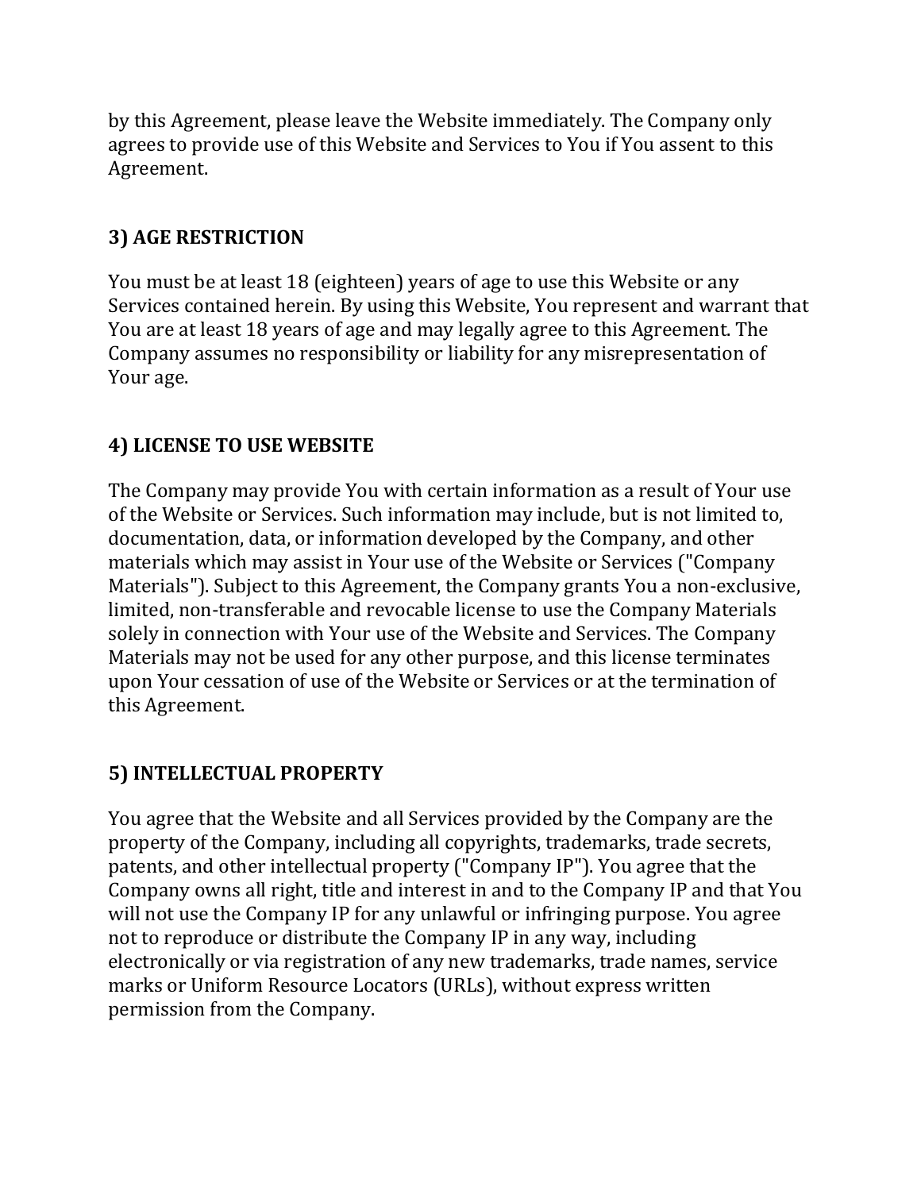by this Agreement, please leave the Website immediately. The Company only agrees to provide use of this Website and Services to You if You assent to this Agreement.

## 3) AGE RESTRICTION

You must be at least 18 (eighteen) years of age to use this Website or any Services contained herein. By using this Website, You represent and warrant that You are at least 18 years of age and may legally agree to this Agreement. The Company assumes no responsibility or liability for any misrepresentation of Your age.

## 4) LICENSE TO USE WEBSITE

The Company may provide You with certain information as a result of Your use of the Website or Services. Such information may include, but is not limited to, documentation, data, or information developed by the Company, and other materials which may assist in Your use of the Website or Services ("Company Materials"). Subject to this Agreement, the Company grants You a non-exclusive, limited, non-transferable and revocable license to use the Company Materials solely in connection with Your use of the Website and Services. The Company Materials may not be used for any other purpose, and this license terminates upon Your cessation of use of the Website or Services or at the termination of this Agreement.

## 5) INTELLECTUAL PROPERTY

You agree that the Website and all Services provided by the Company are the property of the Company, including all copyrights, trademarks, trade secrets, patents, and other intellectual property ("Company IP"). You agree that the Company owns all right, title and interest in and to the Company IP and that You will not use the Company IP for any unlawful or infringing purpose. You agree not to reproduce or distribute the Company IP in any way, including electronically or via registration of any new trademarks, trade names, service marks or Uniform Resource Locators (URLs), without express written permission from the Company.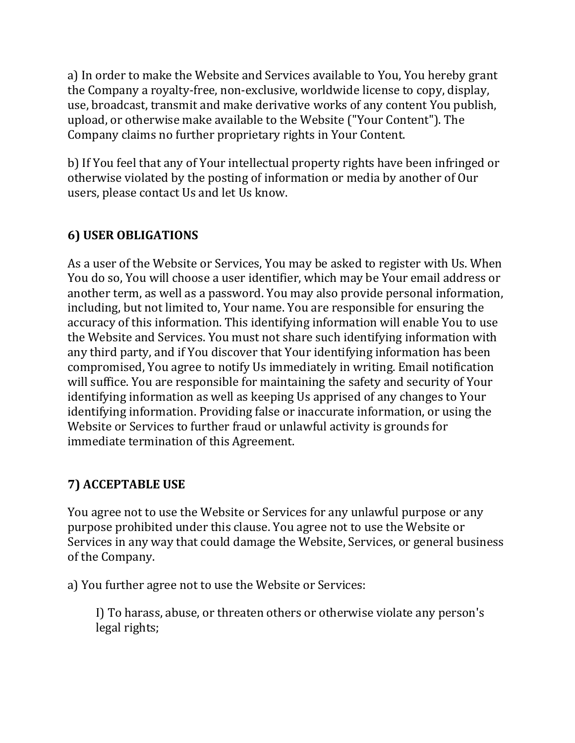a) In order to make the Website and Services available to You, You hereby grant the Company a royalty-free, non-exclusive, worldwide license to copy, display, use, broadcast, transmit and make derivative works of any content You publish, upload, or otherwise make available to the Website ("Your Content"). The Company claims no further proprietary rights in Your Content.

b) If You feel that any of Your intellectual property rights have been infringed or otherwise violated by the posting of information or media by another of Our users, please contact Us and let Us know.

## 6) USER OBLIGATIONS

As a user of the Website or Services, You may be asked to register with Us. When You do so, You will choose a user identifier, which may be Your email address or another term, as well as a password. You may also provide personal information, including, but not limited to, Your name. You are responsible for ensuring the accuracy of this information. This identifying information will enable You to use the Website and Services. You must not share such identifying information with any third party, and if You discover that Your identifying information has been compromised, You agree to notify Us immediately in writing. Email notification will suffice. You are responsible for maintaining the safety and security of Your identifying information as well as keeping Us apprised of any changes to Your identifying information. Providing false or inaccurate information, or using the Website or Services to further fraud or unlawful activity is grounds for immediate termination of this Agreement.

## 7) ACCEPTABLE USE

You agree not to use the Website or Services for any unlawful purpose or any purpose prohibited under this clause. You agree not to use the Website or Services in any way that could damage the Website, Services, or general business of the Company.

a) You further agree not to use the Website or Services:

> I) To harass, abuse, or threaten others or otherwise violate any person's legal rights;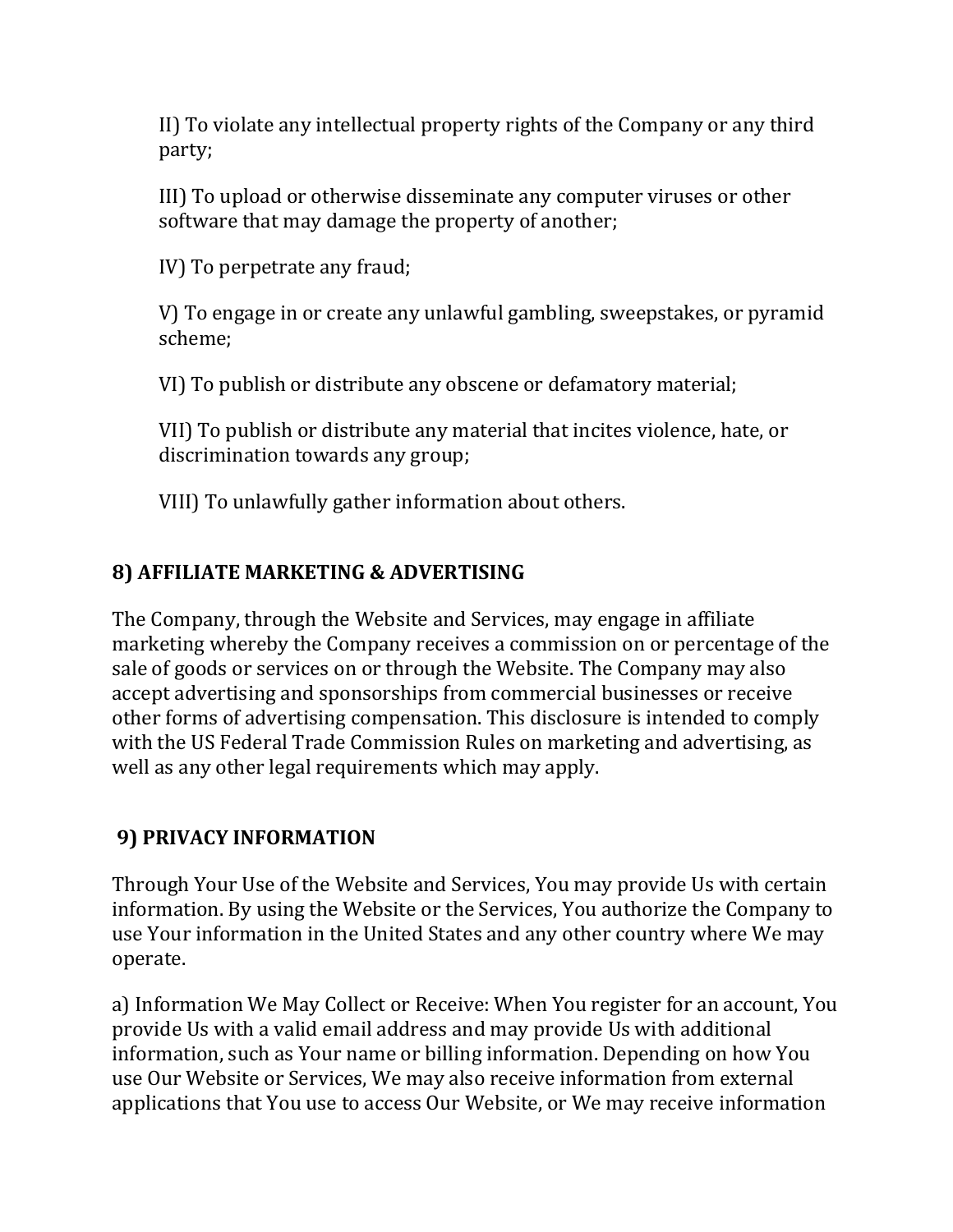II) To violate any intellectual property rights of the Company or any third party;

III) To upload or otherwise disseminate any computer viruses or other software that may damage the property of another;

IV) To perpetrate any fraud;

V) To engage in or create any unlawful gambling, sweepstakes, or pyramid scheme;

VI) To publish or distribute any obscene or defamatory material;

VII) To publish or distribute any material that incites violence, hate, or discrimination towards any group;

VIII) To unlawfully gather information about others.

## 8) AFFILIATE MARKETING & ADVERTISING

The Company, through the Website and Services, may engage in affiliate marketing whereby the Company receives a commission on or percentage of the sale of goods or services on or through the Website. The Company may also accept advertising and sponsorships from commercial businesses or receive other forms of advertising compensation. This disclosure is intended to comply with the US Federal Trade Commission Rules on marketing and advertising, as well as any other legal requirements which may apply.

## 9) PRIVACY INFORMATION

Through Your Use of the Website and Services, You may provide Us with certain information. By using the Website or the Services, You authorize the Company to use Your information in the United States and any other country where We may operate.

a) Information We May Collect or Receive: When You register for an account, You provide Us with a valid email address and may provide Us with additional information, such as Your name or billing information. Depending on how You use Our Website or Services, We may also receive information from external applications that You use to access Our Website, or We may receive information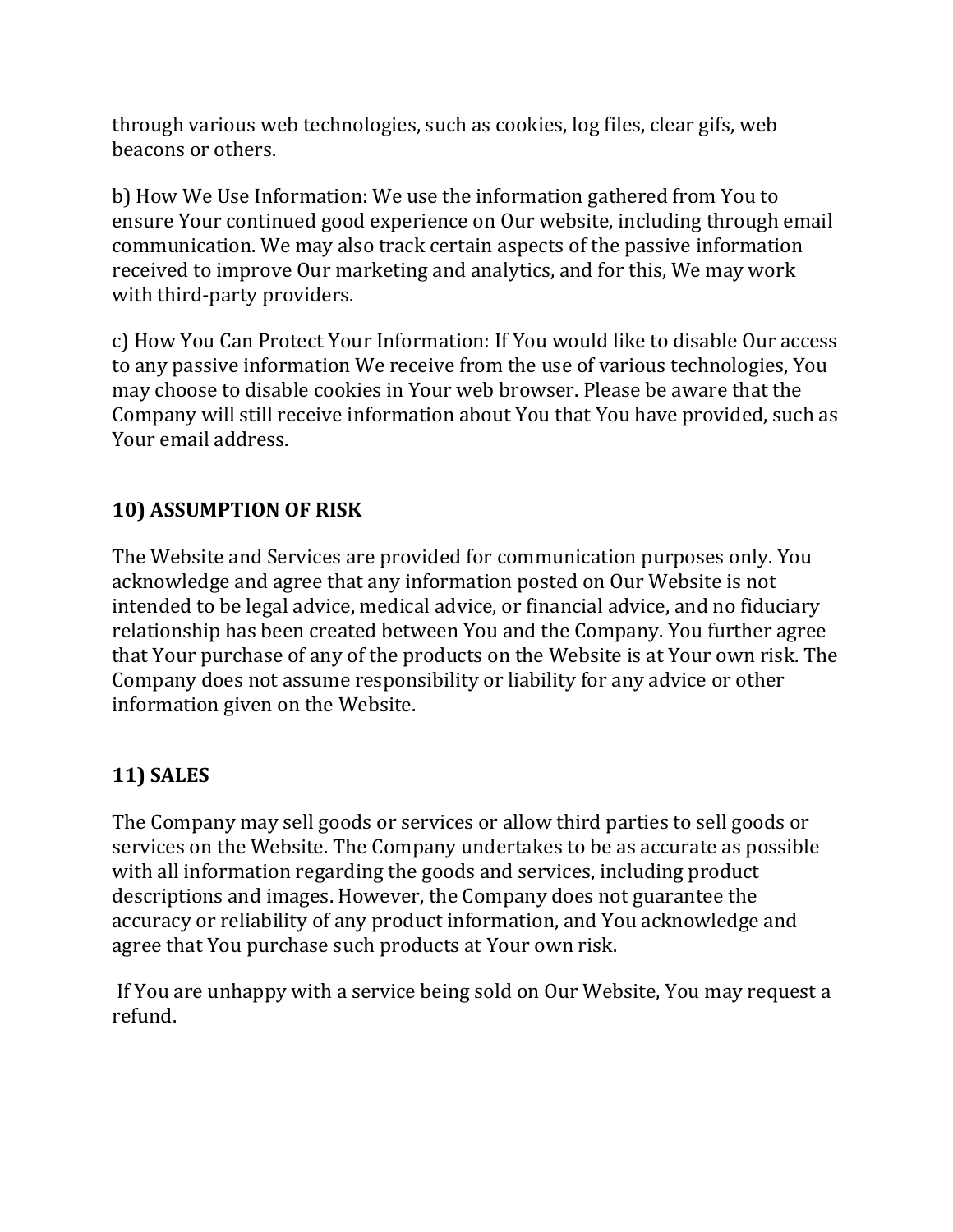through various web technologies, such as cookies, log files, clear gifs, web beacons or others.

b) How We Use Information: We use the information gathered from You to ensure Your continued good experience on Our website, including through email communication. We may also track certain aspects of the passive information received to improve Our marketing and analytics, and for this, We may work with third-party providers.

c) How You Can Protect Your Information: If You would like to disable Our access to any passive information We receive from the use of various technologies, You may choose to disable cookies in Your web browser. Please be aware that the Company will still receive information about You that You have provided, such as Your email address.

## 10) ASSUMPTION OF RISK

The Website and Services are provided for communication purposes only. You acknowledge and agree that any information posted on Our Website is not intended to be legal advice, medical advice, or financial advice, and no fiduciary relationship has been created between You and the Company. You further agree that Your purchase of any of the products on the Website is at Your own risk. The Company does not assume responsibility or liability for any advice or other information given on the Website.

## 11) SALES

The Company may sell goods or services or allow third parties to sell goods or services on the Website. The Company undertakes to be as accurate as possible with all information regarding the goods and services, including product descriptions and images. However, the Company does not guarantee the accuracy or reliability of any product information, and You acknowledge and agree that You purchase such products at Your own risk.

If You are unhappy with a service being sold on Our Website, You may request a refund.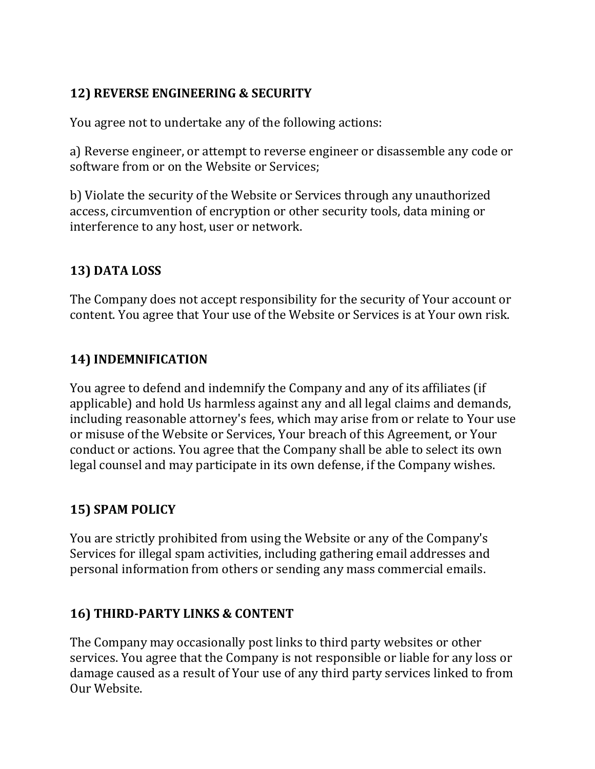**12) REVERSE ENGINEERING & SECURITY**

You agree not to undertake any of the following actions:

a) Reverse engineer, or attempt to reverse engineer or disassemble any code or software from or on the Website or Services;

b) Violate the security of the Website or Services through any unauthorized access, circumvention of encryption or other security tools, data mining or interference to any host, user or network.

**13) DATA LOSS**

The Company does not accept responsibility for the security of Your account or content. You agree that Your use of the Website or Services is at Your own risk.

**14) INDEMNIFICATION**

You agree to defend and indemnify the Company and any of its affiliates (if applicable) and hold Us harmless against any and all legal claims and demands, including reasonable attorney's fees, which may arise from or relate to Your use or misuse of the Website or Services, Your breach of this Agreement, or Your conduct or actions. You agree that the Company shall be able to select its own legal counsel and may participate in its own defense, if the Company wishes.

**15) SPAM POLICY**

You are strictly prohibited from using the Website or any of the Company's Services for illegal spam activities, including gathering email addresses and personal information from others or sending any mass commercial emails.

**16) THIRD-PARTY LINKS & CONTENT**

The Company may occasionally post links to third party websites or other services. You agree that the Company is not responsible or liable for any loss or damage caused as a result of Your use of any third party services linked to from Our Website.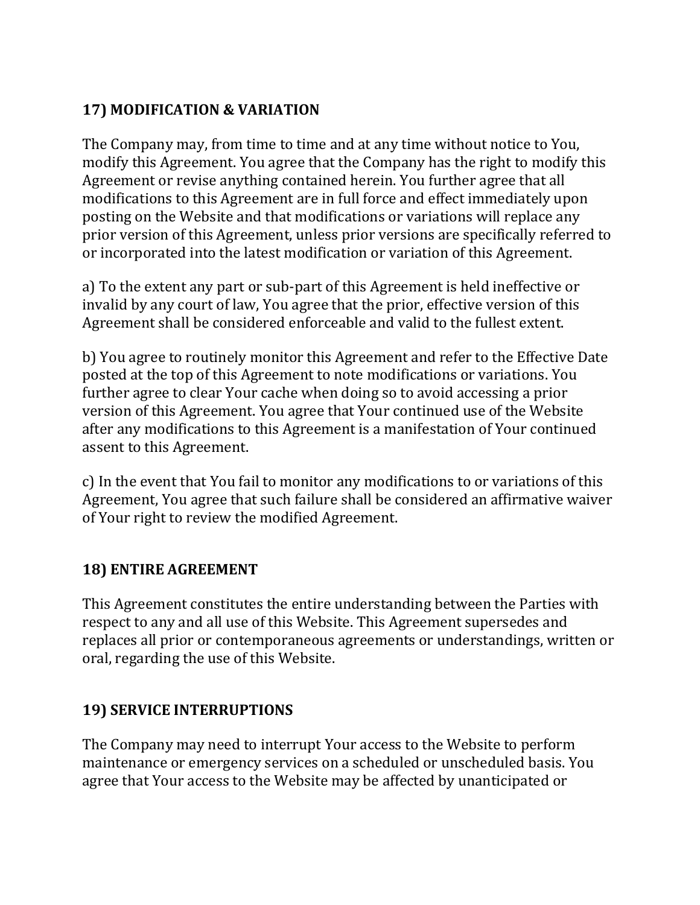## 17) MODIFICATION & VARIATION

The Company may, from time to time and at any time without notice to You, modify this Agreement. You agree that the Company has the right to modify this Agreement or revise anything contained herein. You further agree that all modifications to this Agreement are in full force and effect immediately upon posting on the Website and that modifications or variations will replace any prior version of this Agreement, unless prior versions are specifically referred to or incorporated into the latest modification or variation of this Agreement.

a) To the extent any part or sub-part of this Agreement is held ineffective or invalid by any court of law, You agree that the prior, effective version of this Agreement shall be considered enforceable and valid to the fullest extent.

b) You agree to routinely monitor this Agreement and refer to the Effective Date posted at the top of this Agreement to note modifications or variations. You further agree to clear Your cache when doing so to avoid accessing a prior version of this Agreement. You agree that Your continued use of the Website after any modifications to this Agreement is a manifestation of Your continued assent to this Agreement.

c) In the event that You fail to monitor any modifications to or variations of this Agreement, You agree that such failure shall be considered an affirmative waiver of Your right to review the modified Agreement.

## 18) ENTIRE AGREEMENT

This Agreement constitutes the entire understanding between the Parties with respect to any and all use of this Website. This Agreement supersedes and replaces all prior or contemporaneous agreements or understandings, written or oral, regarding the use of this Website.

## 19) SERVICE INTERRUPTIONS

The Company may need to interrupt Your access to the Website to perform maintenance or emergency services on a scheduled or unscheduled basis. You agree that Your access to the Website may be affected by unanticipated or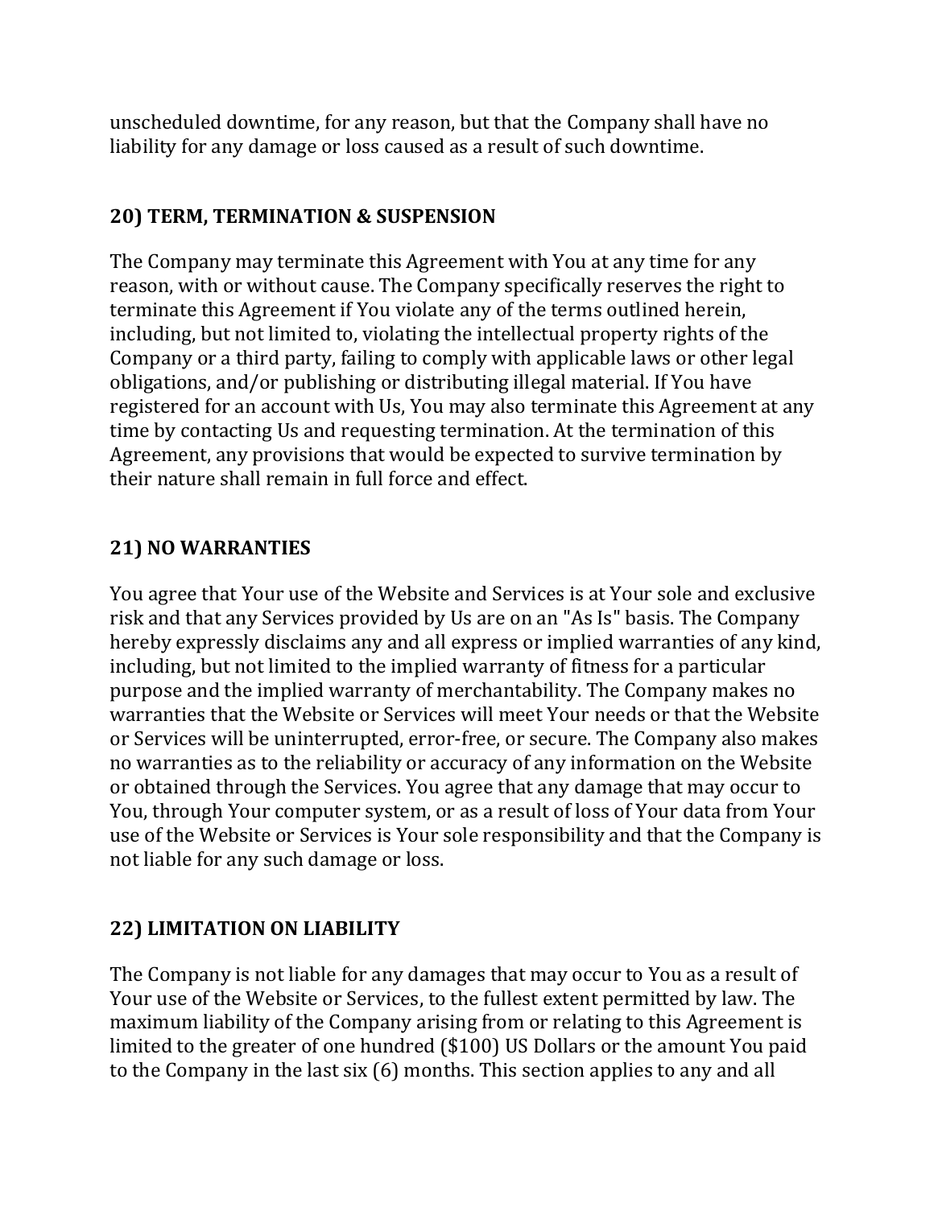unscheduled downtime, for any reason, but that the Company shall have no liability for any damage or loss caused as a result of such downtime.

## 20) TERM, TERMINATION & SUSPENSION

The Company may terminate this Agreement with You at any time for any reason, with or without cause. The Company specifically reserves the right to terminate this Agreement if You violate any of the terms outlined herein, including, but not limited to, violating the intellectual property rights of the Company or a third party, failing to comply with applicable laws or other legal obligations, and/or publishing or distributing illegal material. If You have registered for an account with Us, You may also terminate this Agreement at any time by contacting Us and requesting termination. At the termination of this Agreement, any provisions that would be expected to survive termination by their nature shall remain in full force and effect.

## 21) NO WARRANTIES

You agree that Your use of the Website and Services is at Your sole and exclusive risk and that any Services provided by Us are on an "As Is" basis. The Company hereby expressly disclaims any and all express or implied warranties of any kind, including, but not limited to the implied warranty of fitness for a particular purpose and the implied warranty of merchantability. The Company makes no warranties that the Website or Services will meet Your needs or that the Website or Services will be uninterrupted, error-free, or secure. The Company also makes no warranties as to the reliability or accuracy of any information on the Website or obtained through the Services. You agree that any damage that may occur to You, through Your computer system, or as a result of loss of Your data from Your use of the Website or Services is Your sole responsibility and that the Company is not liable for any such damage or loss.

## 22) LIMITATION ON LIABILITY

The Company is not liable for any damages that may occur to You as a result of Your use of the Website or Services, to the fullest extent permitted by law. The maximum liability of the Company arising from or relating to this Agreement is limited to the greater of one hundred ($100) US Dollars or the amount You paid to the Company in the last six (6) months. This section applies to any and all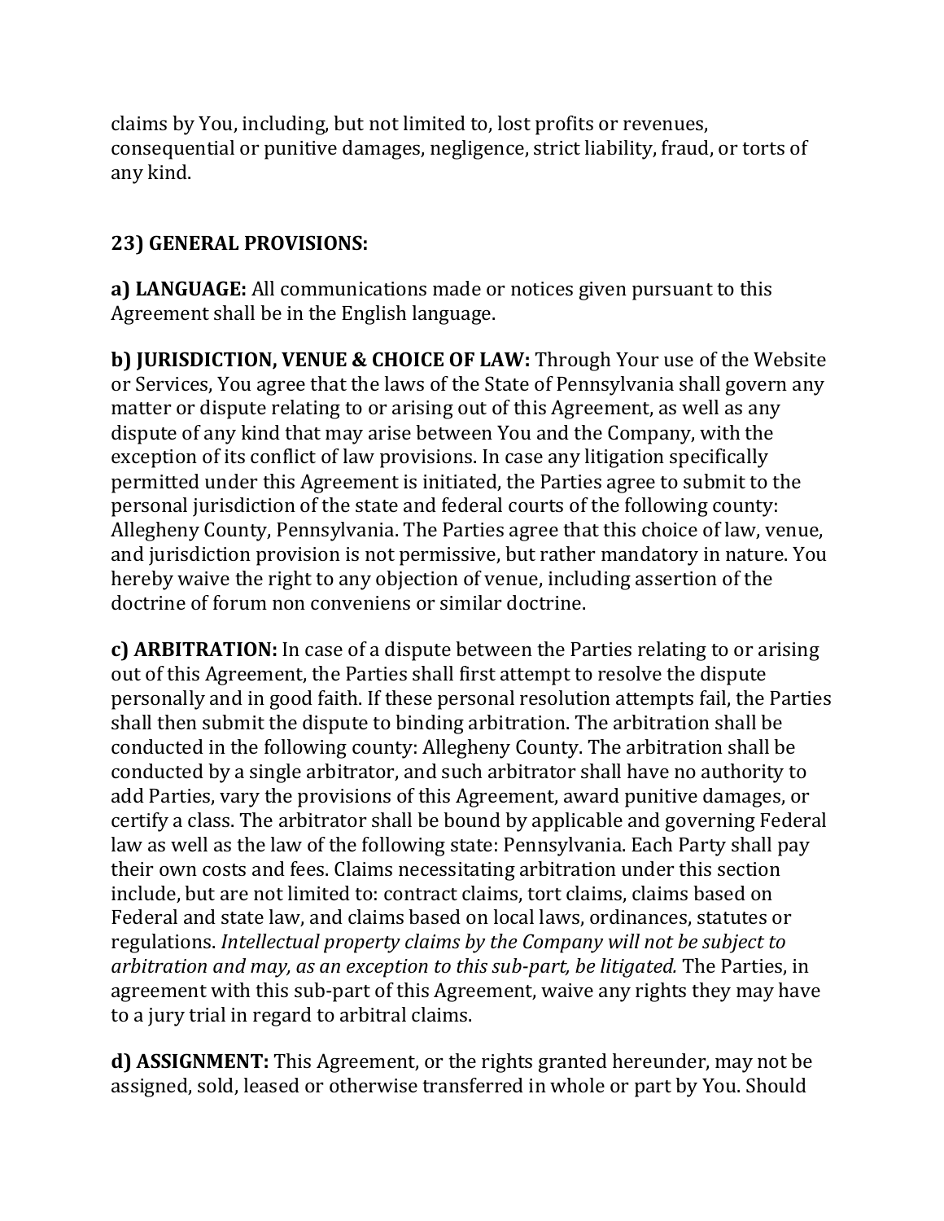claims by You, including, but not limited to, lost profits or revenues, consequential or punitive damages, negligence, strict liability, fraud, or torts of any kind.

## 23) GENERAL PROVISIONS:

**a) LANGUAGE:** All communications made or notices given pursuant to this Agreement shall be in the English language.

**b) JURISDICTION, VENUE & CHOICE OF LAW:** Through Your use of the Website or Services, You agree that the laws of the State of Pennsylvania shall govern any matter or dispute relating to or arising out of this Agreement, as well as any dispute of any kind that may arise between You and the Company, with the exception of its conflict of law provisions. In case any litigation specifically permitted under this Agreement is initiated, the Parties agree to submit to the personal jurisdiction of the state and federal courts of the following county: Allegheny County, Pennsylvania. The Parties agree that this choice of law, venue, and jurisdiction provision is not permissive, but rather mandatory in nature. You hereby waive the right to any objection of venue, including assertion of the doctrine of forum non conveniens or similar doctrine.

**c) ARBITRATION:** In case of a dispute between the Parties relating to or arising out of this Agreement, the Parties shall first attempt to resolve the dispute personally and in good faith. If these personal resolution attempts fail, the Parties shall then submit the dispute to binding arbitration. The arbitration shall be conducted in the following county: Allegheny County. The arbitration shall be conducted by a single arbitrator, and such arbitrator shall have no authority to add Parties, vary the provisions of this Agreement, award punitive damages, or certify a class. The arbitrator shall be bound by applicable and governing Federal law as well as the law of the following state: Pennsylvania. Each Party shall pay their own costs and fees. Claims necessitating arbitration under this section include, but are not limited to: contract claims, tort claims, claims based on Federal and state law, and claims based on local laws, ordinances, statutes or regulations. *Intellectual property claims by the Company will not be subject to arbitration and may, as an exception to this sub-part, be litigated.* The Parties, in agreement with this sub-part of this Agreement, waive any rights they may have to a jury trial in regard to arbitral claims.

**d) ASSIGNMENT:** This Agreement, or the rights granted hereunder, may not be assigned, sold, leased or otherwise transferred in whole or part by You. Should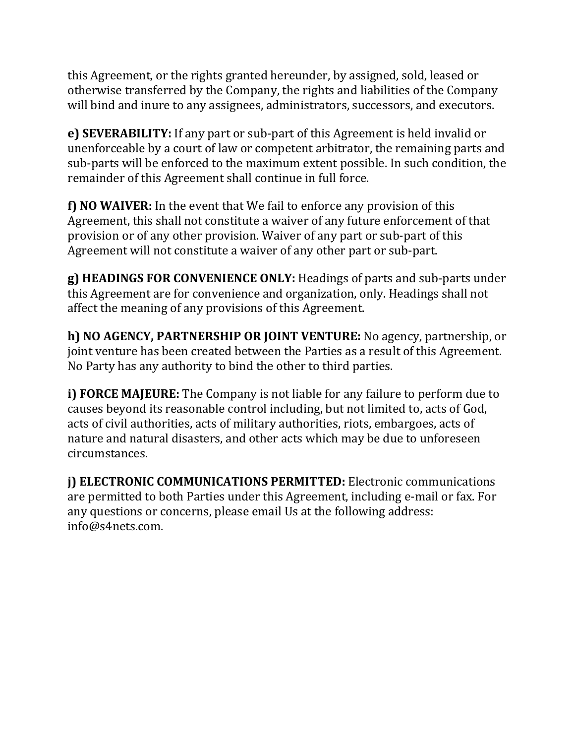this Agreement, or the rights granted hereunder, by assigned, sold, leased or otherwise transferred by the Company, the rights and liabilities of the Company will bind and inure to any assignees, administrators, successors, and executors.

**e) SEVERABILITY:** If any part or sub-part of this Agreement is held invalid or unenforceable by a court of law or competent arbitrator, the remaining parts and sub-parts will be enforced to the maximum extent possible. In such condition, the remainder of this Agreement shall continue in full force.

**f) NO WAIVER:** In the event that We fail to enforce any provision of this Agreement, this shall not constitute a waiver of any future enforcement of that provision or of any other provision. Waiver of any part or sub-part of this Agreement will not constitute a waiver of any other part or sub-part.

**g) HEADINGS FOR CONVENIENCE ONLY:** Headings of parts and sub-parts under this Agreement are for convenience and organization, only. Headings shall not affect the meaning of any provisions of this Agreement.

**h) NO AGENCY, PARTNERSHIP OR JOINT VENTURE:** No agency, partnership, or joint venture has been created between the Parties as a result of this Agreement. No Party has any authority to bind the other to third parties.

**i) FORCE MAJEURE:** The Company is not liable for any failure to perform due to causes beyond its reasonable control including, but not limited to, acts of God, acts of civil authorities, acts of military authorities, riots, embargoes, acts of nature and natural disasters, and other acts which may be due to unforeseen circumstances.

**j) ELECTRONIC COMMUNICATIONS PERMITTED:** Electronic communications are permitted to both Parties under this Agreement, including e-mail or fax. For any questions or concerns, please email Us at the following address: info@s4nets.com.